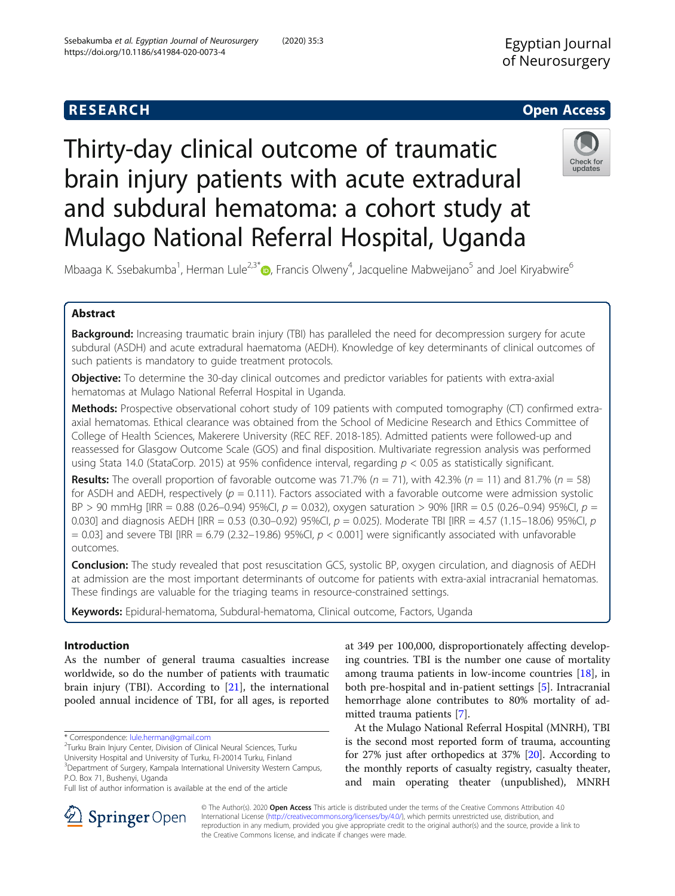RESEARCH

Open Access

# Thirty-day clinical outcome of traumatic brain injury patients with acute extradural and subdural hematoma: a cohort study at Mulago National Referral Hospital, Uganda

Mbaaga K. Ssebakumba[1], Herman Lule[2,3*], Francis Olweny[4], Jacqueline Mabweijano[5] and Joel Kiryabwire[6]

## Abstract

**Background:** Increasing traumatic brain injury (TBI) has paralleled the need for decompression surgery for acute subdural (ASDH) and acute extradural haematoma (AEDH). Knowledge of key determinants of clinical outcomes of such patients is mandatory to guide treatment protocols.

**Objective:** To determine the 30-day clinical outcomes and predictor variables for patients with extra-axial hematomas at Mulago National Referral Hospital in Uganda.

**Methods:** Prospective observational cohort study of 109 patients with computed tomography (CT) confirmed extra-axial hematomas. Ethical clearance was obtained from the School of Medicine Research and Ethics Committee of College of Health Sciences, Makerere University (REC REF. 2018-185). Admitted patients were followed-up and reassessed for Glasgow Outcome Scale (GOS) and final disposition. Multivariate regression analysis was performed using Stata 14.0 (StataCorp. 2015) at 95% confidence interval, regarding $p < 0.05$ as statistically significant.

**Results:** The overall proportion of favorable outcome was 71.7% ($n = 71$), with 42.3% ($n = 11$) and 81.7% ($n = 58$) for ASDH and AEDH, respectively ($p = 0.111$). Factors associated with a favorable outcome were admission systolic BP > 90 mmHg [IRR = 0.88 (0.26–0.94) 95%CI, $p = 0.032$), oxygen saturation > 90% [IRR = 0.5 (0.26–0.94) 95%CI, $p = 0.030$] and diagnosis AEDH [IRR = 0.53 (0.30–0.92) 95%CI, $p = 0.025$). Moderate TBI [IRR = 4.57 (1.15–18.06) 95%CI, $p = 0.03$] and severe TBI [IRR = 6.79 (2.32–19.86) 95%CI, $p < 0.001$] were significantly associated with unfavorable outcomes.

**Conclusion:** The study revealed that post resuscitation GCS, systolic BP, oxygen circulation, and diagnosis of AEDH at admission are the most important determinants of outcome for patients with extra-axial intracranial hematomas. These findings are valuable for the triaging teams in resource-constrained settings.

**Keywords:** Epidural-hematoma, Subdural-hematoma, Clinical outcome, Factors, Uganda

## Introduction

As the number of general trauma casualties increase worldwide, so do the number of patients with traumatic brain injury (TBI). According to [21], the international pooled annual incidence of TBI, for all ages, is reported at 349 per 100,000, disproportionately affecting developing countries. TBI is the number one cause of mortality among trauma patients in low-income countries [18], in both pre-hospital and in-patient settings [5]. Intracranial hemorrhage alone contributes to 80% mortality of admitted trauma patients [7].

At the Mulago National Referral Hospital (MNRH), TBI is the second most reported form of trauma, accounting for 27% just after orthopedics at 37% [20]. According to the monthly reports of casualty registry, casualty theater, and main operating theater (unpublished), MNRH

* Correspondence: lule.herman@gmail.com
[2]Turku Brain Injury Center, Division of Clinical Neural Sciences, Turku University Hospital and University of Turku, FI-20014 Turku, Finland
[3]Department of Surgery, Kampala International University Western Campus, P.O. Box 71, Bushenyi, Uganda
Full list of author information is available at the end of the article

© The Author(s). 2020 **Open Access** This article is distributed under the terms of the Creative Commons Attribution 4.0 International License (http://creativecommons.org/licenses/by/4.0/), which permits unrestricted use, distribution, and reproduction in any medium, provided you give appropriate credit to the original author(s) and the source, provide a link to the Creative Commons license, and indicate if changes were made.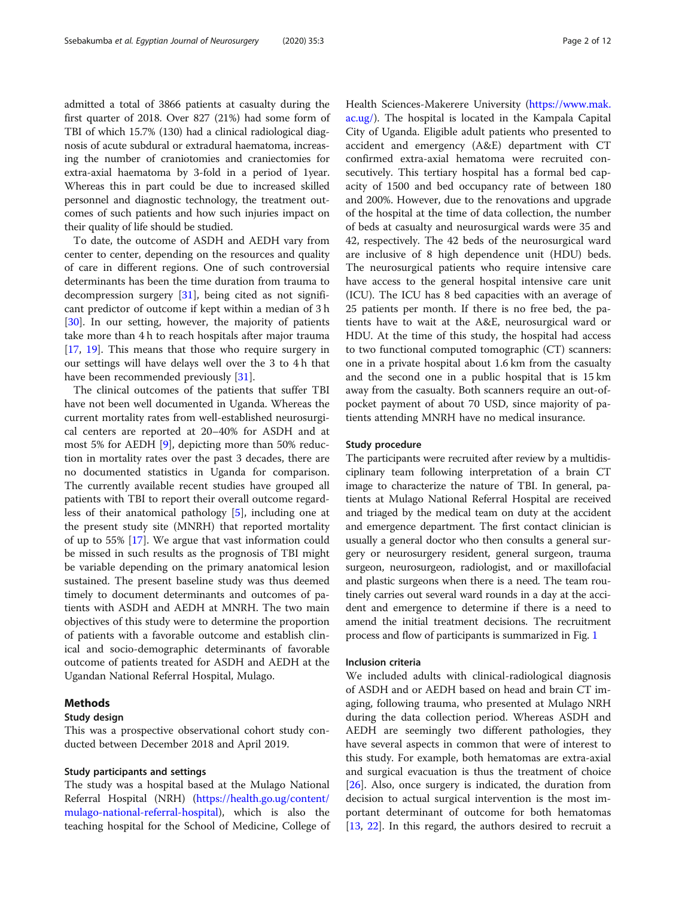admitted a total of 3866 patients at casualty during the first quarter of 2018. Over 827 (21%) had some form of TBI of which 15.7% (130) had a clinical radiological diagnosis of acute subdural or extradural haematoma, increasing the number of craniotomies and craniectomies for extra-axial haematoma by 3-fold in a period of 1year. Whereas this in part could be due to increased skilled personnel and diagnostic technology, the treatment outcomes of such patients and how such injuries impact on their quality of life should be studied.

To date, the outcome of ASDH and AEDH vary from center to center, depending on the resources and quality of care in different regions. One of such controversial determinants has been the time duration from trauma to decompression surgery [31], being cited as not significant predictor of outcome if kept within a median of 3 h [30]. In our setting, however, the majority of patients take more than 4 h to reach hospitals after major trauma [17, 19]. This means that those who require surgery in our settings will have delays well over the 3 to 4 h that have been recommended previously [31].

The clinical outcomes of the patients that suffer TBI have not been well documented in Uganda. Whereas the current mortality rates from well-established neurosurgical centers are reported at 20–40% for ASDH and at most 5% for AEDH [9], depicting more than 50% reduction in mortality rates over the past 3 decades, there are no documented statistics in Uganda for comparison. The currently available recent studies have grouped all patients with TBI to report their overall outcome regardless of their anatomical pathology [5], including one at the present study site (MNRH) that reported mortality of up to 55% [17]. We argue that vast information could be missed in such results as the prognosis of TBI might be variable depending on the primary anatomical lesion sustained. The present baseline study was thus deemed timely to document determinants and outcomes of patients with ASDH and AEDH at MNRH. The two main objectives of this study were to determine the proportion of patients with a favorable outcome and establish clinical and socio-demographic determinants of favorable outcome of patients treated for ASDH and AEDH at the Ugandan National Referral Hospital, Mulago.

## Methods

### Study design

This was a prospective observational cohort study conducted between December 2018 and April 2019.

### Study participants and settings

The study was a hospital based at the Mulago National Referral Hospital (NRH) (https://health.go.ug/content/mulago-national-referral-hospital), which is also the teaching hospital for the School of Medicine, College of Health Sciences-Makerere University (https://www.mak.ac.ug/). The hospital is located in the Kampala Capital City of Uganda. Eligible adult patients who presented to accident and emergency (A&E) department with CT confirmed extra-axial hematoma were recruited consecutively. This tertiary hospital has a formal bed capacity of 1500 and bed occupancy rate of between 180 and 200%. However, due to the renovations and upgrade of the hospital at the time of data collection, the number of beds at casualty and neurosurgical wards were 35 and 42, respectively. The 42 beds of the neurosurgical ward are inclusive of 8 high dependence unit (HDU) beds. The neurosurgical patients who require intensive care have access to the general hospital intensive care unit (ICU). The ICU has 8 bed capacities with an average of 25 patients per month. If there is no free bed, the patients have to wait at the A&E, neurosurgical ward or HDU. At the time of this study, the hospital had access to two functional computed tomographic (CT) scanners: one in a private hospital about 1.6 km from the casualty and the second one in a public hospital that is 15 km away from the casualty. Both scanners require an out-of-pocket payment of about 70 USD, since majority of patients attending MNRH have no medical insurance.

### Study procedure

The participants were recruited after review by a multidisciplinary team following interpretation of a brain CT image to characterize the nature of TBI. In general, patients at Mulago National Referral Hospital are received and triaged by the medical team on duty at the accident and emergence department. The first contact clinician is usually a general doctor who then consults a general surgery or neurosurgery resident, general surgeon, trauma surgeon, neurosurgeon, radiologist, and or maxillofacial and plastic surgeons when there is a need. The team routinely carries out several ward rounds in a day at the accident and emergence to determine if there is a need to amend the initial treatment decisions. The recruitment process and flow of participants is summarized in Fig. 1

### Inclusion criteria

We included adults with clinical-radiological diagnosis of ASDH and or AEDH based on head and brain CT imaging, following trauma, who presented at Mulago NRH during the data collection period. Whereas ASDH and AEDH are seemingly two different pathologies, they have several aspects in common that were of interest to this study. For example, both hematomas are extra-axial and surgical evacuation is thus the treatment of choice [26]. Also, once surgery is indicated, the duration from decision to actual surgical intervention is the most important determinant of outcome for both hematomas [13, 22]. In this regard, the authors desired to recruit a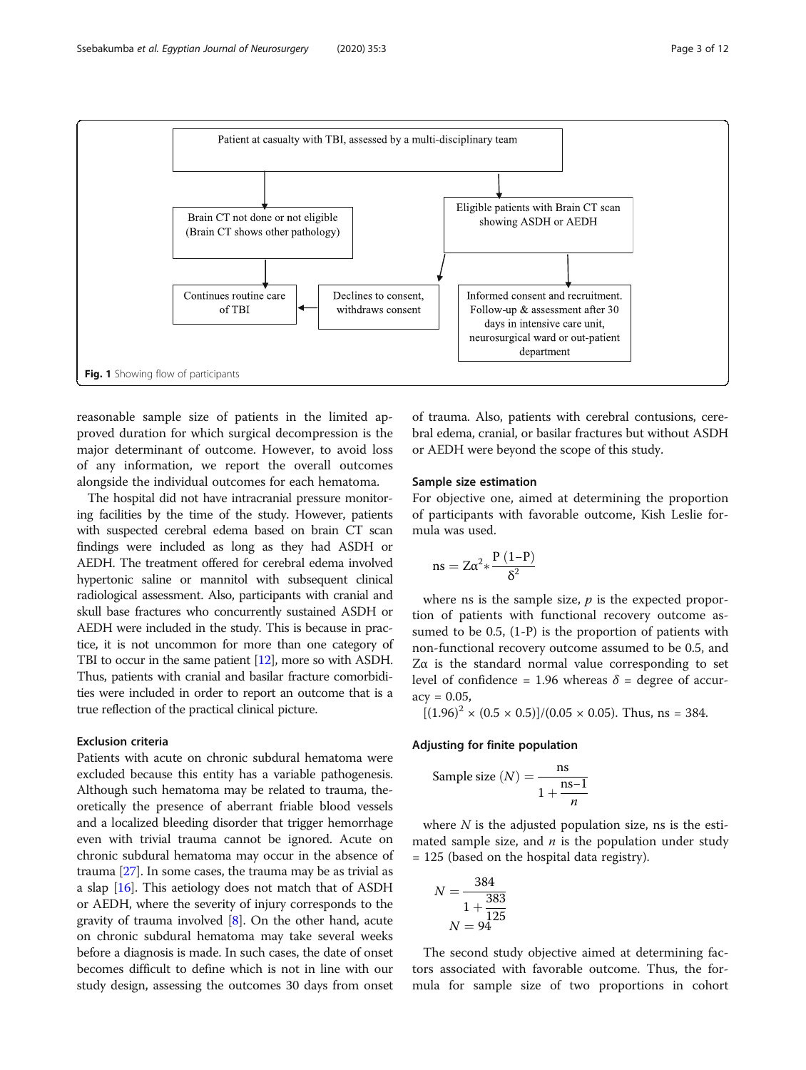Patient at casualty with TBI, assessed by a multi-disciplinary team

Brain CT not done or not eligible (Brain CT shows other pathology)

Eligible patients with Brain CT scan showing ASDH or AEDH

Continues routine care of TBI

Declines to consent, withdraws consent

Informed consent and recruitment. Follow-up & assessment after 30 days in intensive care unit, neurosurgical ward or out-patient department

**Fig. 1** Showing flow of participants

reasonable sample size of patients in the limited approved duration for which surgical decompression is the major determinant of outcome. However, to avoid loss of any information, we report the overall outcomes alongside the individual outcomes for each hematoma.

The hospital did not have intracranial pressure monitoring facilities by the time of the study. However, patients with suspected cerebral edema based on brain CT scan findings were included as long as they had ASDH or AEDH. The treatment offered for cerebral edema involved hypertonic saline or mannitol with subsequent clinical radiological assessment. Also, participants with cranial and skull base fractures who concurrently sustained ASDH or AEDH were included in the study. This is because in practice, it is not uncommon for more than one category of TBI to occur in the same patient [12], more so with ASDH. Thus, patients with cranial and basilar fracture comorbidities were included in order to report an outcome that is a true reflection of the practical clinical picture.

### Exclusion criteria

Patients with acute on chronic subdural hematoma were excluded because this entity has a variable pathogenesis. Although such hematoma may be related to trauma, theoretically the presence of aberrant friable blood vessels and a localized bleeding disorder that trigger hemorrhage even with trivial trauma cannot be ignored. Acute on chronic subdural hematoma may occur in the absence of trauma [27]. In some cases, the trauma may be as trivial as a slap [16]. This aetiology does not match that of ASDH or AEDH, where the severity of injury corresponds to the gravity of trauma involved [8]. On the other hand, acute on chronic subdural hematoma may take several weeks before a diagnosis is made. In such cases, the date of onset becomes difficult to define which is not in line with our study design, assessing the outcomes 30 days from onset of trauma. Also, patients with cerebral contusions, cerebral edema, cranial, or basilar fractures but without ASDH or AEDH were beyond the scope of this study.

### Sample size estimation

For objective one, aimed at determining the proportion of participants with favorable outcome, Kish Leslie formula was used.

$$\text{ns} = Z\alpha^2 * \frac{P\ (1-P)}{\delta^2}$$

where ns is the sample size, $p$ is the expected proportion of patients with functional recovery outcome assumed to be 0.5, (1-P) is the proportion of patients with non-functional recovery outcome assumed to be 0.5, and $Z\alpha$ is the standard normal value corresponding to set level of confidence = 1.96 whereas $\delta$ = degree of accuracy = 0.05,

$[(1.96)^2 \times (0.5 \times 0.5)]/(0.05 \times 0.05)$. Thus, ns = 384.

### Adjusting for finite population

$$\text{Sample size } (N) = \frac{\text{ns}}{1 + \frac{\text{ns}-1}{n}}$$

where $N$ is the adjusted population size, ns is the estimated sample size, and $n$ is the population under study = 125 (based on the hospital data registry).

$$N = \frac{384}{1 + \frac{383}{125}}$$
$$N = 94$$

The second study objective aimed at determining factors associated with favorable outcome. Thus, the formula for sample size of two proportions in cohort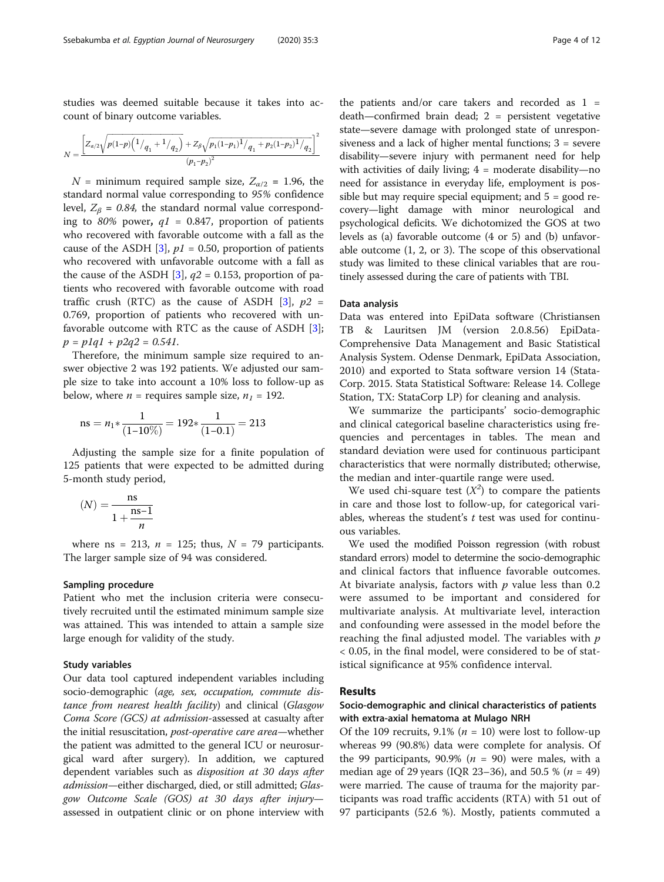studies was deemed suitable because it takes into account of binary outcome variables.

$$N = \frac{\left[Z_{\alpha/2}\sqrt{p(1-p)\left(1/_{q_1} + 1/_{q_2}\right)} + Z_\beta\sqrt{p_1(1-p_1)1/_{q_1} + p_2(1-p_2)1/_{q_2}}\right]^2}{(p_1-p_2)^2}$$

$N$ = minimum required sample size, $Z_{\alpha/2}$ = 1.96, the standard normal value corresponding to *95%* confidence level, $Z_\beta$ = *0.84*, the standard normal value corresponding to *80%* power, $q1$ = 0.847, proportion of patients who recovered with favorable outcome with a fall as the cause of the ASDH [3], $p1$ = 0.50, proportion of patients who recovered with unfavorable outcome with a fall as the cause of the ASDH [3], $q2$ = 0.153, proportion of patients who recovered with favorable outcome with road traffic crush (RTC) as the cause of ASDH [3], $p2$ = 0.769, proportion of patients who recovered with unfavorable outcome with RTC as the cause of ASDH [3]; $p = p1q1 + p2q2 = 0.541$.

Therefore, the minimum sample size required to answer objective 2 was 192 patients. We adjusted our sample size to take into account a 10% loss to follow-up as below, where $n$ = requires sample size, $n_1$ = 192.

$$\text{ns} = n_1 * \frac{1}{(1-10\%)} = 192 * \frac{1}{(1-0.1)} = 213$$

Adjusting the sample size for a finite population of 125 patients that were expected to be admitted during 5-month study period,

$$(N) = \frac{\text{ns}}{1 + \frac{\text{ns}-1}{n}}$$

where ns = 213, $n$ = 125; thus, $N$ = 79 participants. The larger sample size of 94 was considered.

### Sampling procedure

Patient who met the inclusion criteria were consecutively recruited until the estimated minimum sample size was attained. This was intended to attain a sample size large enough for validity of the study.

### Study variables

Our data tool captured independent variables including socio-demographic (*age, sex, occupation, commute distance from nearest health facility*) and clinical (*Glasgow Coma Score (GCS) at admission*-assessed at casualty after the initial resuscitation, *post-operative care area*—whether the patient was admitted to the general ICU or neurosurgical ward after surgery). In addition, we captured dependent variables such as *disposition at 30 days after admission*—either discharged, died, or still admitted; *Glasgow Outcome Scale (GOS) at 30 days after injury*—assessed in outpatient clinic or on phone interview with the patients and/or care takers and recorded as 1 = death—confirmed brain dead; 2 = persistent vegetative state—severe damage with prolonged state of unresponsiveness and a lack of higher mental functions; 3 = severe disability—severe injury with permanent need for help with activities of daily living; 4 = moderate disability—no need for assistance in everyday life, employment is possible but may require special equipment; and 5 = good recovery—light damage with minor neurological and psychological deficits. We dichotomized the GOS at two levels as (a) favorable outcome (4 or 5) and (b) unfavorable outcome (1, 2, or 3). The scope of this observational study was limited to these clinical variables that are routinely assessed during the care of patients with TBI.

### Data analysis

Data was entered into EpiData software (Christiansen TB & Lauritsen JM (version 2.0.8.56) EpiData-Comprehensive Data Management and Basic Statistical Analysis System. Odense Denmark, EpiData Association, 2010) and exported to Stata software version 14 (StataCorp. 2015. Stata Statistical Software: Release 14. College Station, TX: StataCorp LP) for cleaning and analysis.

We summarize the participants' socio-demographic and clinical categorical baseline characteristics using frequencies and percentages in tables. The mean and standard deviation were used for continuous participant characteristics that were normally distributed; otherwise, the median and inter-quartile range were used.

We used chi-square test ($X^2$) to compare the patients in care and those lost to follow-up, for categorical variables, whereas the student's $t$ test was used for continuous variables.

We used the modified Poisson regression (with robust standard errors) model to determine the socio-demographic and clinical factors that influence favorable outcomes. At bivariate analysis, factors with $p$ value less than 0.2 were assumed to be important and considered for multivariate analysis. At multivariate level, interaction and confounding were assessed in the model before the reaching the final adjusted model. The variables with $p < 0.05$, in the final model, were considered to be of statistical significance at 95% confidence interval.

## Results

### Socio-demographic and clinical characteristics of patients with extra-axial hematoma at Mulago NRH

Of the 109 recruits, 9.1% ($n$ = 10) were lost to follow-up whereas 99 (90.8%) data were complete for analysis. Of the 99 participants, 90.9% ($n$ = 90) were males, with a median age of 29 years (IQR 23–36), and 50.5 % ($n$ = 49) were married. The cause of trauma for the majority participants was road traffic accidents (RTA) with 51 out of 97 participants (52.6 %). Mostly, patients commuted a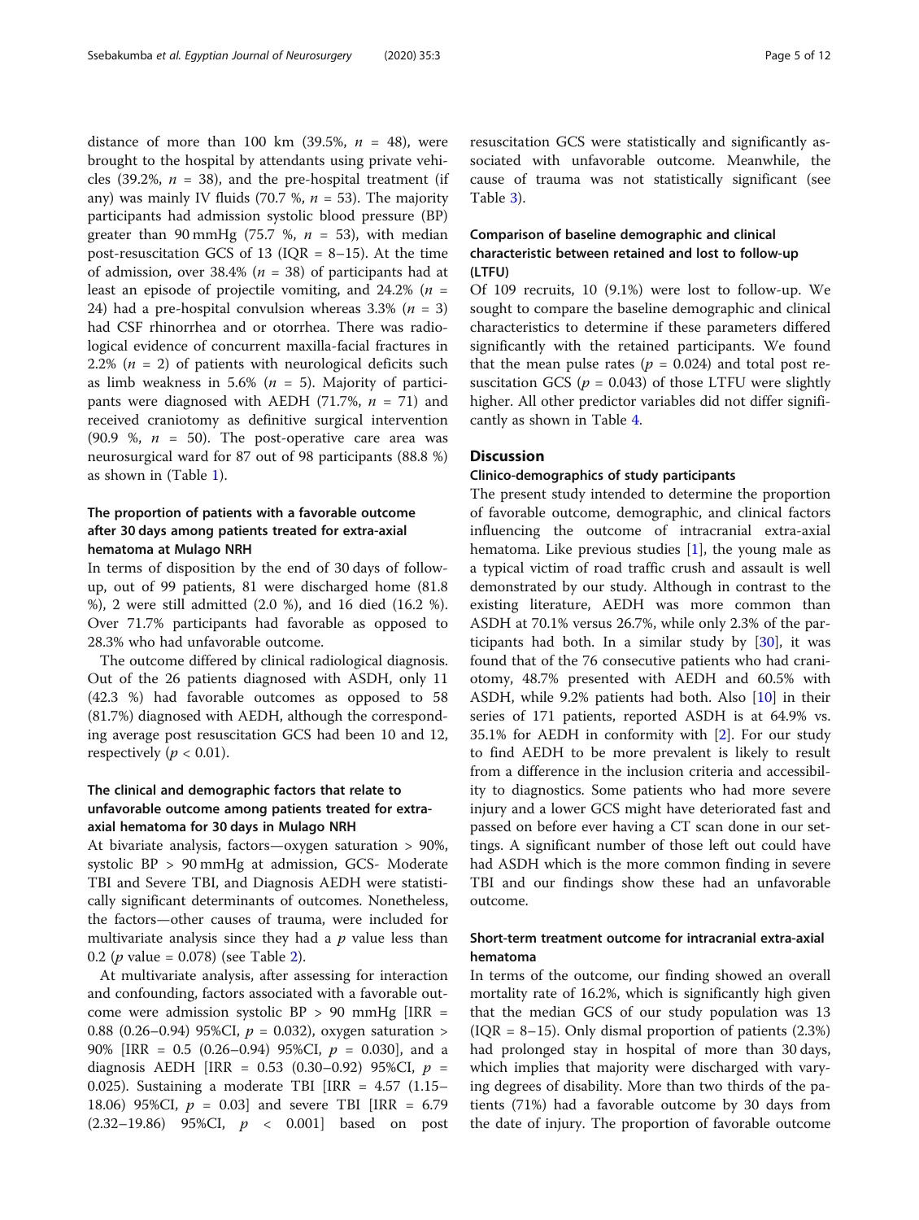distance of more than 100 km (39.5%, $n$ = 48), were brought to the hospital by attendants using private vehicles (39.2%, $n$ = 38), and the pre-hospital treatment (if any) was mainly IV fluids (70.7 %, $n$ = 53). The majority participants had admission systolic blood pressure (BP) greater than 90 mmHg (75.7 %, $n$ = 53), with median post-resuscitation GCS of 13 (IQR = 8–15). At the time of admission, over 38.4% ($n$ = 38) of participants had at least an episode of projectile vomiting, and 24.2% ($n$ = 24) had a pre-hospital convulsion whereas 3.3% ($n$ = 3) had CSF rhinorrhea and or otorrhea. There was radiological evidence of concurrent maxilla-facial fractures in 2.2% ($n$ = 2) of patients with neurological deficits such as limb weakness in 5.6% ($n$ = 5). Majority of participants were diagnosed with AEDH (71.7%, $n$ = 71) and received craniotomy as definitive surgical intervention (90.9 %, $n$ = 50). The post-operative care area was neurosurgical ward for 87 out of 98 participants (88.8 %) as shown in (Table 1).

### The proportion of patients with a favorable outcome after 30 days among patients treated for extra-axial hematoma at Mulago NRH

In terms of disposition by the end of 30 days of follow-up, out of 99 patients, 81 were discharged home (81.8 %), 2 were still admitted (2.0 %), and 16 died (16.2 %). Over 71.7% participants had favorable as opposed to 28.3% who had unfavorable outcome.

The outcome differed by clinical radiological diagnosis. Out of the 26 patients diagnosed with ASDH, only 11 (42.3 %) had favorable outcomes as opposed to 58 (81.7%) diagnosed with AEDH, although the corresponding average post resuscitation GCS had been 10 and 12, respectively ($p < 0.01$).

### The clinical and demographic factors that relate to unfavorable outcome among patients treated for extra-axial hematoma for 30 days in Mulago NRH

At bivariate analysis, factors—oxygen saturation > 90%, systolic BP > 90 mmHg at admission, GCS- Moderate TBI and Severe TBI, and Diagnosis AEDH were statistically significant determinants of outcomes. Nonetheless, the factors—other causes of trauma, were included for multivariate analysis since they had a $p$ value less than 0.2 ($p$ value = 0.078) (see Table 2).

At multivariate analysis, after assessing for interaction and confounding, factors associated with a favorable outcome were admission systolic BP > 90 mmHg [IRR = 0.88 (0.26–0.94) 95%CI, $p$ = 0.032), oxygen saturation > 90% [IRR = 0.5 (0.26–0.94) 95%CI, $p$ = 0.030], and a diagnosis AEDH [IRR = 0.53 (0.30–0.92) 95%CI, $p$ = 0.025). Sustaining a moderate TBI [IRR = 4.57 (1.15–18.06) 95%CI, $p$ = 0.03] and severe TBI [IRR = 6.79 (2.32–19.86) 95%CI, $p$ < 0.001] based on post resuscitation GCS were statistically and significantly associated with unfavorable outcome. Meanwhile, the cause of trauma was not statistically significant (see Table 3).

### Comparison of baseline demographic and clinical characteristic between retained and lost to follow-up (LTFU)

Of 109 recruits, 10 (9.1%) were lost to follow-up. We sought to compare the baseline demographic and clinical characteristics to determine if these parameters differed significantly with the retained participants. We found that the mean pulse rates ($p$ = 0.024) and total post resuscitation GCS ($p$ = 0.043) of those LTFU were slightly higher. All other predictor variables did not differ significantly as shown in Table 4.

## Discussion

### Clinico-demographics of study participants

The present study intended to determine the proportion of favorable outcome, demographic, and clinical factors influencing the outcome of intracranial extra-axial hematoma. Like previous studies [1], the young male as a typical victim of road traffic crush and assault is well demonstrated by our study. Although in contrast to the existing literature, AEDH was more common than ASDH at 70.1% versus 26.7%, while only 2.3% of the participants had both. In a similar study by [30], it was found that of the 76 consecutive patients who had craniotomy, 48.7% presented with AEDH and 60.5% with ASDH, while 9.2% patients had both. Also [10] in their series of 171 patients, reported ASDH is at 64.9% vs. 35.1% for AEDH in conformity with [2]. For our study to find AEDH to be more prevalent is likely to result from a difference in the inclusion criteria and accessibility to diagnostics. Some patients who had more severe injury and a lower GCS might have deteriorated fast and passed on before ever having a CT scan done in our settings. A significant number of those left out could have had ASDH which is the more common finding in severe TBI and our findings show these had an unfavorable outcome.

### Short-term treatment outcome for intracranial extra-axial hematoma

In terms of the outcome, our finding showed an overall mortality rate of 16.2%, which is significantly high given that the median GCS of our study population was 13 (IQR = 8–15). Only dismal proportion of patients (2.3%) had prolonged stay in hospital of more than 30 days, which implies that majority were discharged with varying degrees of disability. More than two thirds of the patients (71%) had a favorable outcome by 30 days from the date of injury. The proportion of favorable outcome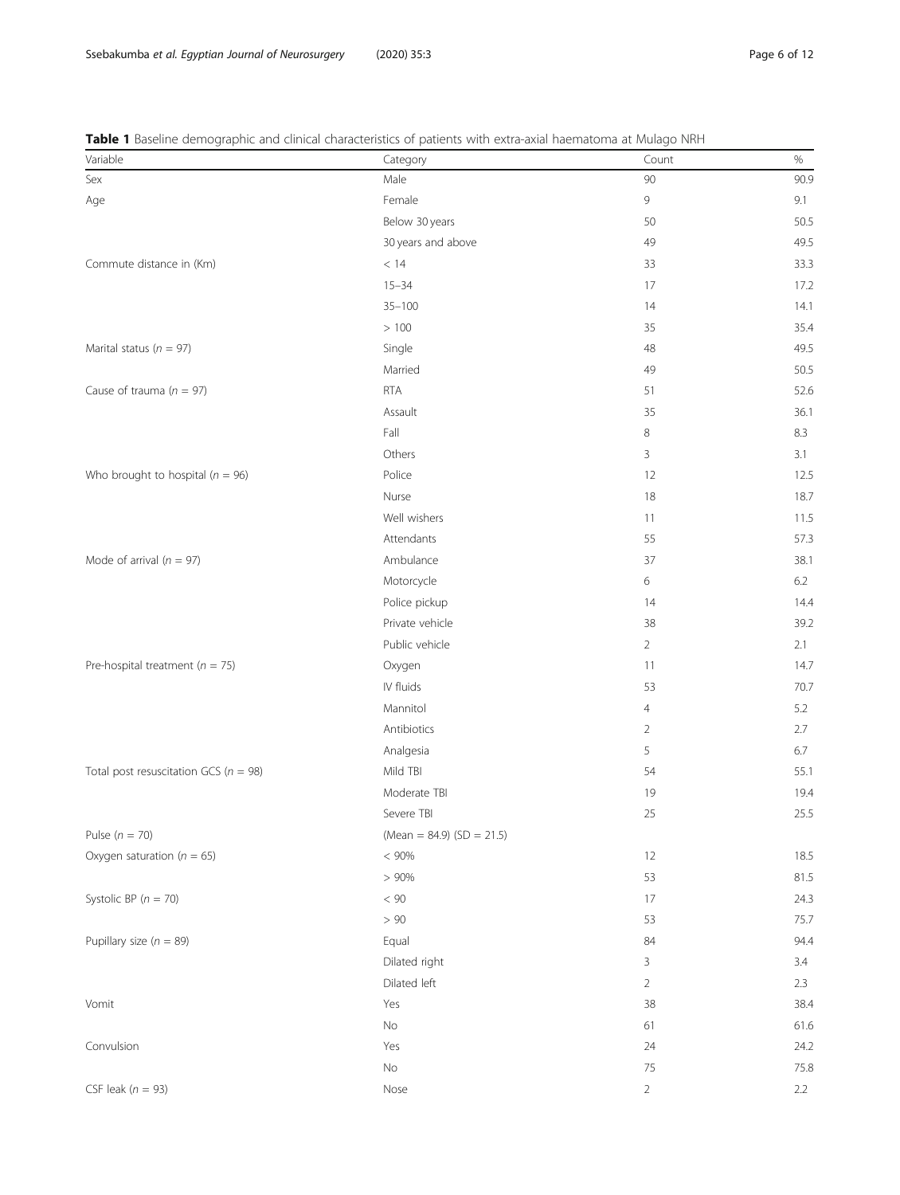**Table 1** Baseline demographic and clinical characteristics of patients with extra-axial haematoma at Mulago NRH

| Variable | Category | Count | % |
|---|---|---|---|
| Sex | Male | 90 | 90.9 |
| Age | Female | 9 | 9.1 |
| | Below 30 years | 50 | 50.5 |
| | 30 years and above | 49 | 49.5 |
| Commute distance in (Km) | < 14 | 33 | 33.3 |
| | 15–34 | 17 | 17.2 |
| | 35–100 | 14 | 14.1 |
| | > 100 | 35 | 35.4 |
| Marital status (*n* = 97) | Single | 48 | 49.5 |
| | Married | 49 | 50.5 |
| Cause of trauma (*n* = 97) | RTA | 51 | 52.6 |
| | Assault | 35 | 36.1 |
| | Fall | 8 | 8.3 |
| | Others | 3 | 3.1 |
| Who brought to hospital (*n* = 96) | Police | 12 | 12.5 |
| | Nurse | 18 | 18.7 |
| | Well wishers | 11 | 11.5 |
| | Attendants | 55 | 57.3 |
| Mode of arrival (*n* = 97) | Ambulance | 37 | 38.1 |
| | Motorcycle | 6 | 6.2 |
| | Police pickup | 14 | 14.4 |
| | Private vehicle | 38 | 39.2 |
| | Public vehicle | 2 | 2.1 |
| Pre-hospital treatment (*n* = 75) | Oxygen | 11 | 14.7 |
| | IV fluids | 53 | 70.7 |
| | Mannitol | 4 | 5.2 |
| | Antibiotics | 2 | 2.7 |
| | Analgesia | 5 | 6.7 |
| Total post resuscitation GCS (*n* = 98) | Mild TBI | 54 | 55.1 |
| | Moderate TBI | 19 | 19.4 |
| | Severe TBI | 25 | 25.5 |
| Pulse (*n* = 70) | (Mean = 84.9) (SD = 21.5) | | |
| Oxygen saturation (*n* = 65) | < 90% | 12 | 18.5 |
| | > 90% | 53 | 81.5 |
| Systolic BP (*n* = 70) | < 90 | 17 | 24.3 |
| | > 90 | 53 | 75.7 |
| Pupillary size (*n* = 89) | Equal | 84 | 94.4 |
| | Dilated right | 3 | 3.4 |
| | Dilated left | 2 | 2.3 |
| Vomit | Yes | 38 | 38.4 |
| | No | 61 | 61.6 |
| Convulsion | Yes | 24 | 24.2 |
| | No | 75 | 75.8 |
| CSF leak (*n* = 93) | Nose | 2 | 2.2 |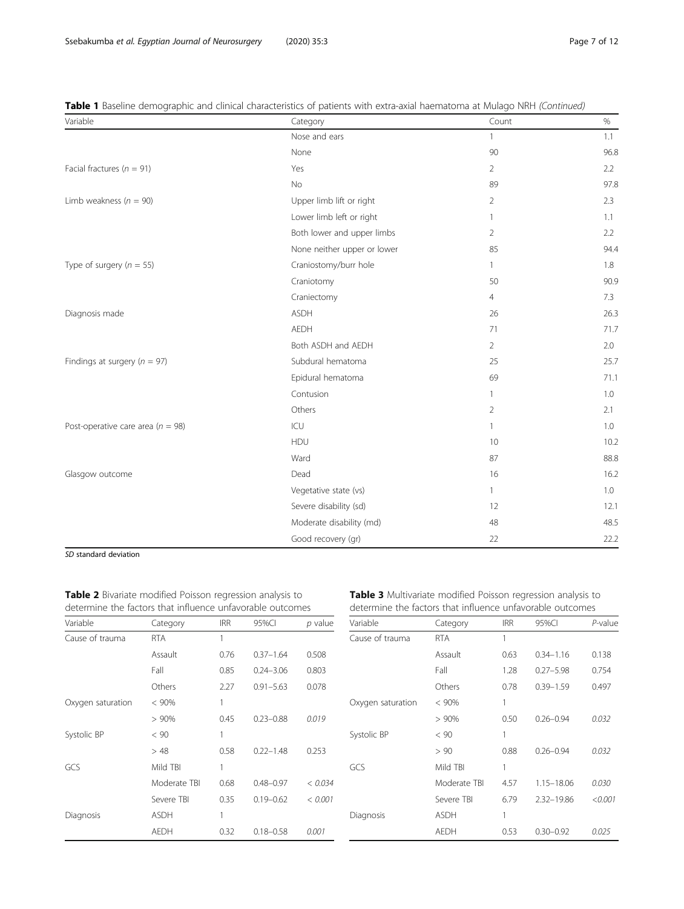**Table 1** Baseline demographic and clinical characteristics of patients with extra-axial haematoma at Mulago NRH *(Continued)*

| Variable | Category | Count | % |
|---|---|---|---|
| | Nose and ears | 1 | 1.1 |
| | None | 90 | 96.8 |
| Facial fractures ($n = 91$) | Yes | 2 | 2.2 |
| | No | 89 | 97.8 |
| Limb weakness ($n = 90$) | Upper limb lift or right | 2 | 2.3 |
| | Lower limb left or right | 1 | 1.1 |
| | Both lower and upper limbs | 2 | 2.2 |
| | None neither upper or lower | 85 | 94.4 |
| Type of surgery ($n = 55$) | Craniostomy/burr hole | 1 | 1.8 |
| | Craniotomy | 50 | 90.9 |
| | Craniectomy | 4 | 7.3 |
| Diagnosis made | ASDH | 26 | 26.3 |
| | AEDH | 71 | 71.7 |
| | Both ASDH and AEDH | 2 | 2.0 |
| Findings at surgery ($n = 97$) | Subdural hematoma | 25 | 25.7 |
| | Epidural hematoma | 69 | 71.1 |
| | Contusion | 1 | 1.0 |
| | Others | 2 | 2.1 |
| Post-operative care area ($n = 98$) | ICU | 1 | 1.0 |
| | HDU | 10 | 10.2 |
| | Ward | 87 | 88.8 |
| Glasgow outcome | Dead | 16 | 16.2 |
| | Vegetative state (vs) | 1 | 1.0 |
| | Severe disability (sd) | 12 | 12.1 |
| | Moderate disability (md) | 48 | 48.5 |
| | Good recovery (gr) | 22 | 22.2 |

*SD* standard deviation

**Table 2** Bivariate modified Poisson regression analysis to determine the factors that influence unfavorable outcomes

| Variable | Category | IRR | 95%CI | *p* value |
|---|---|---|---|---|
| Cause of trauma | RTA | 1 | | |
| | Assault | 0.76 | 0.37–1.64 | 0.508 |
| | Fall | 0.85 | 0.24–3.06 | 0.803 |
| | Others | 2.27 | 0.91–5.63 | 0.078 |
| Oxygen saturation | < 90% | 1 | | |
| | > 90% | 0.45 | 0.23–0.88 | *0.019* |
| Systolic BP | < 90 | 1 | | |
| | > 48 | 0.58 | 0.22–1.48 | 0.253 |
| GCS | Mild TBI | 1 | | |
| | Moderate TBI | 0.68 | 0.48–0.97 | *< 0.034* |
| | Severe TBI | 0.35 | 0.19–0.62 | *< 0.001* |
| Diagnosis | ASDH | 1 | | |
| | AEDH | 0.32 | 0.18–0.58 | *0.001* |

**Table 3** Multivariate modified Poisson regression analysis to determine the factors that influence unfavorable outcomes

| Variable | Category | IRR | 95%CI | *P*-value |
|---|---|---|---|---|
| Cause of trauma | RTA | 1 | | |
| | Assault | 0.63 | 0.34–1.16 | 0.138 |
| | Fall | 1.28 | 0.27–5.98 | 0.754 |
| | Others | 0.78 | 0.39–1.59 | 0.497 |
| Oxygen saturation | < 90% | 1 | | |
| | > 90% | 0.50 | 0.26–0.94 | *0.032* |
| Systolic BP | < 90 | 1 | | |
| | > 90 | 0.88 | 0.26–0.94 | *0.032* |
| GCS | Mild TBI | 1 | | |
| | Moderate TBI | 4.57 | 1.15–18.06 | *0.030* |
| | Severe TBI | 6.79 | 2.32–19.86 | *<0.001* |
| Diagnosis | ASDH | 1 | | |
| | AEDH | 0.53 | 0.30–0.92 | *0.025* |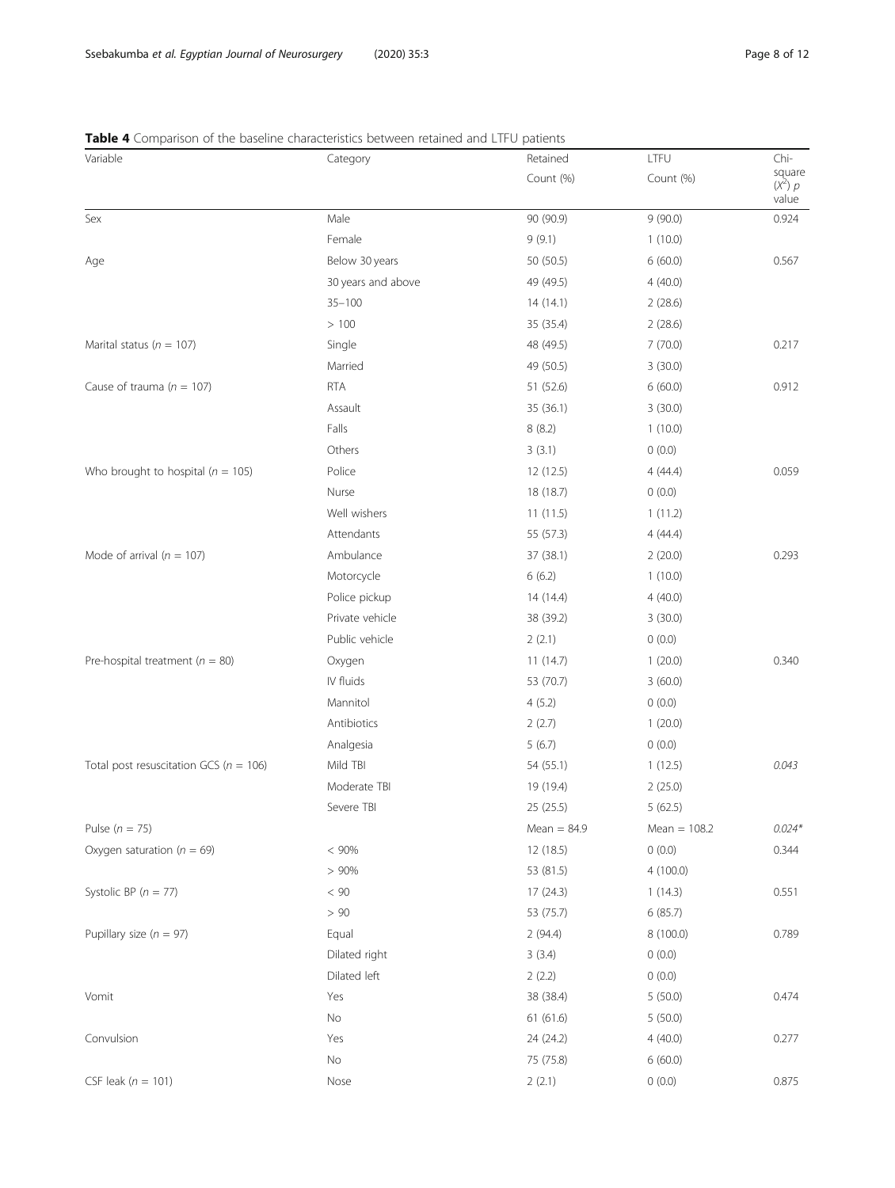**Table 4** Comparison of the baseline characteristics between retained and LTFU patients

| Variable | Category | Retained Count (%) | LTFU Count (%) | Chi-square ($X^2$) *p* value |
|---|---|---|---|---|
| Sex | Male | 90 (90.9) | 9 (90.0) | 0.924 |
| | Female | 9 (9.1) | 1 (10.0) | |
| Age | Below 30 years | 50 (50.5) | 6 (60.0) | 0.567 |
| | 30 years and above | 49 (49.5) | 4 (40.0) | |
| | 35–100 | 14 (14.1) | 2 (28.6) | |
| | > 100 | 35 (35.4) | 2 (28.6) | |
| Marital status (*n* = 107) | Single | 48 (49.5) | 7 (70.0) | 0.217 |
| | Married | 49 (50.5) | 3 (30.0) | |
| Cause of trauma (*n* = 107) | RTA | 51 (52.6) | 6 (60.0) | 0.912 |
| | Assault | 35 (36.1) | 3 (30.0) | |
| | Falls | 8 (8.2) | 1 (10.0) | |
| | Others | 3 (3.1) | 0 (0.0) | |
| Who brought to hospital (*n* = 105) | Police | 12 (12.5) | 4 (44.4) | 0.059 |
| | Nurse | 18 (18.7) | 0 (0.0) | |
| | Well wishers | 11 (11.5) | 1 (11.2) | |
| | Attendants | 55 (57.3) | 4 (44.4) | |
| Mode of arrival (*n* = 107) | Ambulance | 37 (38.1) | 2 (20.0) | 0.293 |
| | Motorcycle | 6 (6.2) | 1 (10.0) | |
| | Police pickup | 14 (14.4) | 4 (40.0) | |
| | Private vehicle | 38 (39.2) | 3 (30.0) | |
| | Public vehicle | 2 (2.1) | 0 (0.0) | |
| Pre-hospital treatment (*n* = 80) | Oxygen | 11 (14.7) | 1 (20.0) | 0.340 |
| | IV fluids | 53 (70.7) | 3 (60.0) | |
| | Mannitol | 4 (5.2) | 0 (0.0) | |
| | Antibiotics | 2 (2.7) | 1 (20.0) | |
| | Analgesia | 5 (6.7) | 0 (0.0) | |
| Total post resuscitation GCS (*n* = 106) | Mild TBI | 54 (55.1) | 1 (12.5) | *0.043* |
| | Moderate TBI | 19 (19.4) | 2 (25.0) | |
| | Severe TBI | 25 (25.5) | 5 (62.5) | |
| Pulse (*n* = 75) | | Mean = 84.9 | Mean = 108.2 | *0.024\** |
| Oxygen saturation (*n* = 69) | < 90% | 12 (18.5) | 0 (0.0) | 0.344 |
| | > 90% | 53 (81.5) | 4 (100.0) | |
| Systolic BP (*n* = 77) | < 90 | 17 (24.3) | 1 (14.3) | 0.551 |
| | > 90 | 53 (75.7) | 6 (85.7) | |
| Pupillary size (*n* = 97) | Equal | 2 (94.4) | 8 (100.0) | 0.789 |
| | Dilated right | 3 (3.4) | 0 (0.0) | |
| | Dilated left | 2 (2.2) | 0 (0.0) | |
| Vomit | Yes | 38 (38.4) | 5 (50.0) | 0.474 |
| | No | 61 (61.6) | 5 (50.0) | |
| Convulsion | Yes | 24 (24.2) | 4 (40.0) | 0.277 |
| | No | 75 (75.8) | 6 (60.0) | |
| CSF leak (*n* = 101) | Nose | 2 (2.1) | 0 (0.0) | 0.875 |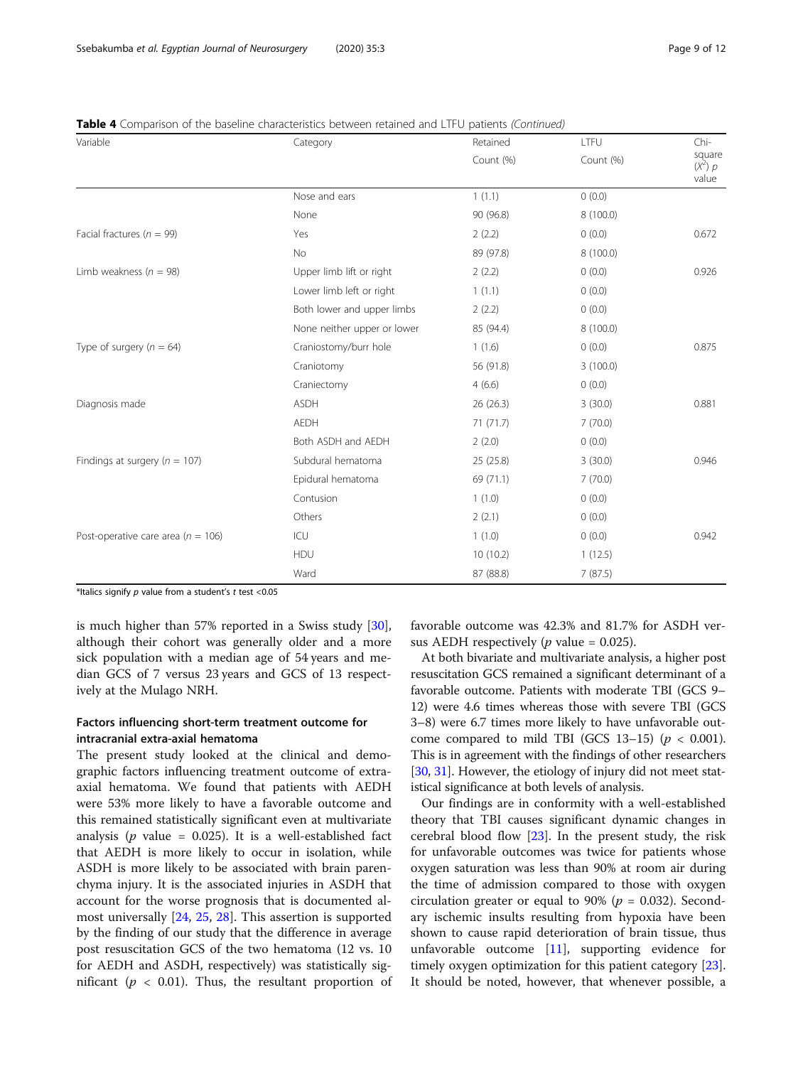**Table 4** Comparison of the baseline characteristics between retained and LTFU patients *(Continued)*

| Variable | Category | Retained Count (%) | LTFU Count (%) | Chi-square ($X^2$) *p* value |
|---|---|---|---|---|
| | Nose and ears | 1 (1.1) | 0 (0.0) | |
| | None | 90 (96.8) | 8 (100.0) | |
| Facial fractures (*n* = 99) | Yes | 2 (2.2) | 0 (0.0) | 0.672 |
| | No | 89 (97.8) | 8 (100.0) | |
| Limb weakness (*n* = 98) | Upper limb lift or right | 2 (2.2) | 0 (0.0) | 0.926 |
| | Lower limb left or right | 1 (1.1) | 0 (0.0) | |
| | Both lower and upper limbs | 2 (2.2) | 0 (0.0) | |
| | None neither upper or lower | 85 (94.4) | 8 (100.0) | |
| Type of surgery (*n* = 64) | Craniostomy/burr hole | 1 (1.6) | 0 (0.0) | 0.875 |
| | Craniotomy | 56 (91.8) | 3 (100.0) | |
| | Craniectomy | 4 (6.6) | 0 (0.0) | |
| Diagnosis made | ASDH | 26 (26.3) | 3 (30.0) | 0.881 |
| | AEDH | 71 (71.7) | 7 (70.0) | |
| | Both ASDH and AEDH | 2 (2.0) | 0 (0.0) | |
| Findings at surgery (*n* = 107) | Subdural hematoma | 25 (25.8) | 3 (30.0) | 0.946 |
| | Epidural hematoma | 69 (71.1) | 7 (70.0) | |
| | Contusion | 1 (1.0) | 0 (0.0) | |
| | Others | 2 (2.1) | 0 (0.0) | |
| Post-operative care area (*n* = 106) | ICU | 1 (1.0) | 0 (0.0) | 0.942 |
| | HDU | 10 (10.2) | 1 (12.5) | |
| | Ward | 87 (88.8) | 7 (87.5) | |

*Italics signify *p* value from a student's *t* test <0.05

is much higher than 57% reported in a Swiss study [30], although their cohort was generally older and a more sick population with a median age of 54 years and median GCS of 7 versus 23 years and GCS of 13 respectively at the Mulago NRH.

### Factors influencing short-term treatment outcome for intracranial extra-axial hematoma

The present study looked at the clinical and demographic factors influencing treatment outcome of extra-axial hematoma. We found that patients with AEDH were 53% more likely to have a favorable outcome and this remained statistically significant even at multivariate analysis (*p* value = 0.025). It is a well-established fact that AEDH is more likely to occur in isolation, while ASDH is more likely to be associated with brain parenchyma injury. It is the associated injuries in ASDH that account for the worse prognosis that is documented almost universally [24, 25, 28]. This assertion is supported by the finding of our study that the difference in average post resuscitation GCS of the two hematoma (12 vs. 10 for AEDH and ASDH, respectively) was statistically significant ($p < 0.01$). Thus, the resultant proportion of favorable outcome was 42.3% and 81.7% for ASDH versus AEDH respectively (*p* value = 0.025).

At both bivariate and multivariate analysis, a higher post resuscitation GCS remained a significant determinant of a favorable outcome. Patients with moderate TBI (GCS 9–12) were 4.6 times whereas those with severe TBI (GCS 3–8) were 6.7 times more likely to have unfavorable outcome compared to mild TBI (GCS 13–15) ($p < 0.001$). This is in agreement with the findings of other researchers [30, 31]. However, the etiology of injury did not meet statistical significance at both levels of analysis.

Our findings are in conformity with a well-established theory that TBI causes significant dynamic changes in cerebral blood flow [23]. In the present study, the risk for unfavorable outcomes was twice for patients whose oxygen saturation was less than 90% at room air during the time of admission compared to those with oxygen circulation greater or equal to 90% ($p = 0.032$). Secondary ischemic insults resulting from hypoxia have been shown to cause rapid deterioration of brain tissue, thus unfavorable outcome [11], supporting evidence for timely oxygen optimization for this patient category [23]. It should be noted, however, that whenever possible, a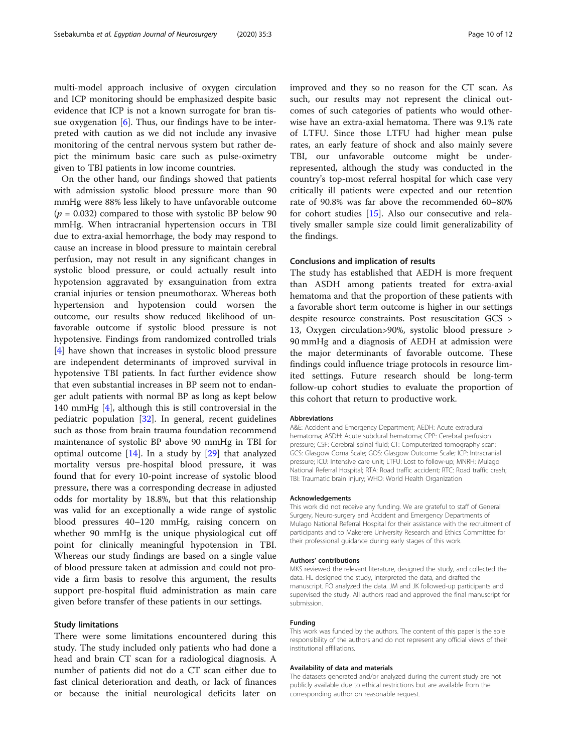multi-model approach inclusive of oxygen circulation and ICP monitoring should be emphasized despite basic evidence that ICP is not a known surrogate for bran tissue oxygenation [6]. Thus, our findings have to be interpreted with caution as we did not include any invasive monitoring of the central nervous system but rather depict the minimum basic care such as pulse-oximetry given to TBI patients in low income countries.

On the other hand, our findings showed that patients with admission systolic blood pressure more than 90 mmHg were 88% less likely to have unfavorable outcome ($p = 0.032$) compared to those with systolic BP below 90 mmHg. When intracranial hypertension occurs in TBI due to extra-axial hemorrhage, the body may respond to cause an increase in blood pressure to maintain cerebral perfusion, may not result in any significant changes in systolic blood pressure, or could actually result into hypotension aggravated by exsanguination from extra cranial injuries or tension pneumothorax. Whereas both hypertension and hypotension could worsen the outcome, our results show reduced likelihood of unfavorable outcome if systolic blood pressure is not hypotensive. Findings from randomized controlled trials [4] have shown that increases in systolic blood pressure are independent determinants of improved survival in hypotensive TBI patients. In fact further evidence show that even substantial increases in BP seem not to endanger adult patients with normal BP as long as kept below 140 mmHg [4], although this is still controversial in the pediatric population [32]. In general, recent guidelines such as those from brain trauma foundation recommend maintenance of systolic BP above 90 mmHg in TBI for optimal outcome [14]. In a study by [29] that analyzed mortality versus pre-hospital blood pressure, it was found that for every 10-point increase of systolic blood pressure, there was a corresponding decrease in adjusted odds for mortality by 18.8%, but that this relationship was valid for an exceptionally a wide range of systolic blood pressures 40–120 mmHg, raising concern on whether 90 mmHg is the unique physiological cut off point for clinically meaningful hypotension in TBI. Whereas our study findings are based on a single value of blood pressure taken at admission and could not provide a firm basis to resolve this argument, the results support pre-hospital fluid administration as main care given before transfer of these patients in our settings.

## Study limitations

There were some limitations encountered during this study. The study included only patients who had done a head and brain CT scan for a radiological diagnosis. A number of patients did not do a CT scan either due to fast clinical deterioration and death, or lack of finances or because the initial neurological deficits later on improved and they so no reason for the CT scan. As such, our results may not represent the clinical outcomes of such categories of patients who would otherwise have an extra-axial hematoma. There was 9.1% rate of LTFU. Since those LTFU had higher mean pulse rates, an early feature of shock and also mainly severe TBI, our unfavorable outcome might be underrepresented, although the study was conducted in the country's top-most referral hospital for which case very critically ill patients were expected and our retention rate of 90.8% was far above the recommended 60–80% for cohort studies [15]. Also our consecutive and relatively smaller sample size could limit generalizability of the findings.

## Conclusions and implication of results

The study has established that AEDH is more frequent than ASDH among patients treated for extra-axial hematoma and that the proportion of these patients with a favorable short term outcome is higher in our settings despite resource constraints. Post resuscitation GCS > 13, Oxygen circulation>90%, systolic blood pressure > 90 mmHg and a diagnosis of AEDH at admission were the major determinants of favorable outcome. These findings could influence triage protocols in resource limited settings. Future research should be long-term follow-up cohort studies to evaluate the proportion of this cohort that return to productive work.

### Abbreviations

A&E: Accident and Emergency Department; AEDH: Acute extradural hematoma; ASDH: Acute subdural hematoma; CPP: Cerebral perfusion pressure; CSF: Cerebral spinal fluid; CT: Computerized tomography scan; GCS: Glasgow Coma Scale; GOS: Glasgow Outcome Scale; ICP: Intracranial pressure; ICU: Intensive care unit; LTFU: Lost to follow-up; MNRH: Mulago National Referral Hospital; RTA: Road traffic accident; RTC: Road traffic crash; TBI: Traumatic brain injury; WHO: World Health Organization

### Acknowledgements

This work did not receive any funding. We are grateful to staff of General Surgery, Neuro-surgery and Accident and Emergency Departments of Mulago National Referral Hospital for their assistance with the recruitment of participants and to Makerere University Research and Ethics Committee for their professional guidance during early stages of this work.

### Authors' contributions

MKS reviewed the relevant literature, designed the study, and collected the data. HL designed the study, interpreted the data, and drafted the manuscript. FO analyzed the data. JM and JK followed-up participants and supervised the study. All authors read and approved the final manuscript for submission.

### Funding

This work was funded by the authors. The content of this paper is the sole responsibility of the authors and do not represent any official views of their institutional affiliations.

### Availability of data and materials

The datasets generated and/or analyzed during the current study are not publicly available due to ethical restrictions but are available from the corresponding author on reasonable request.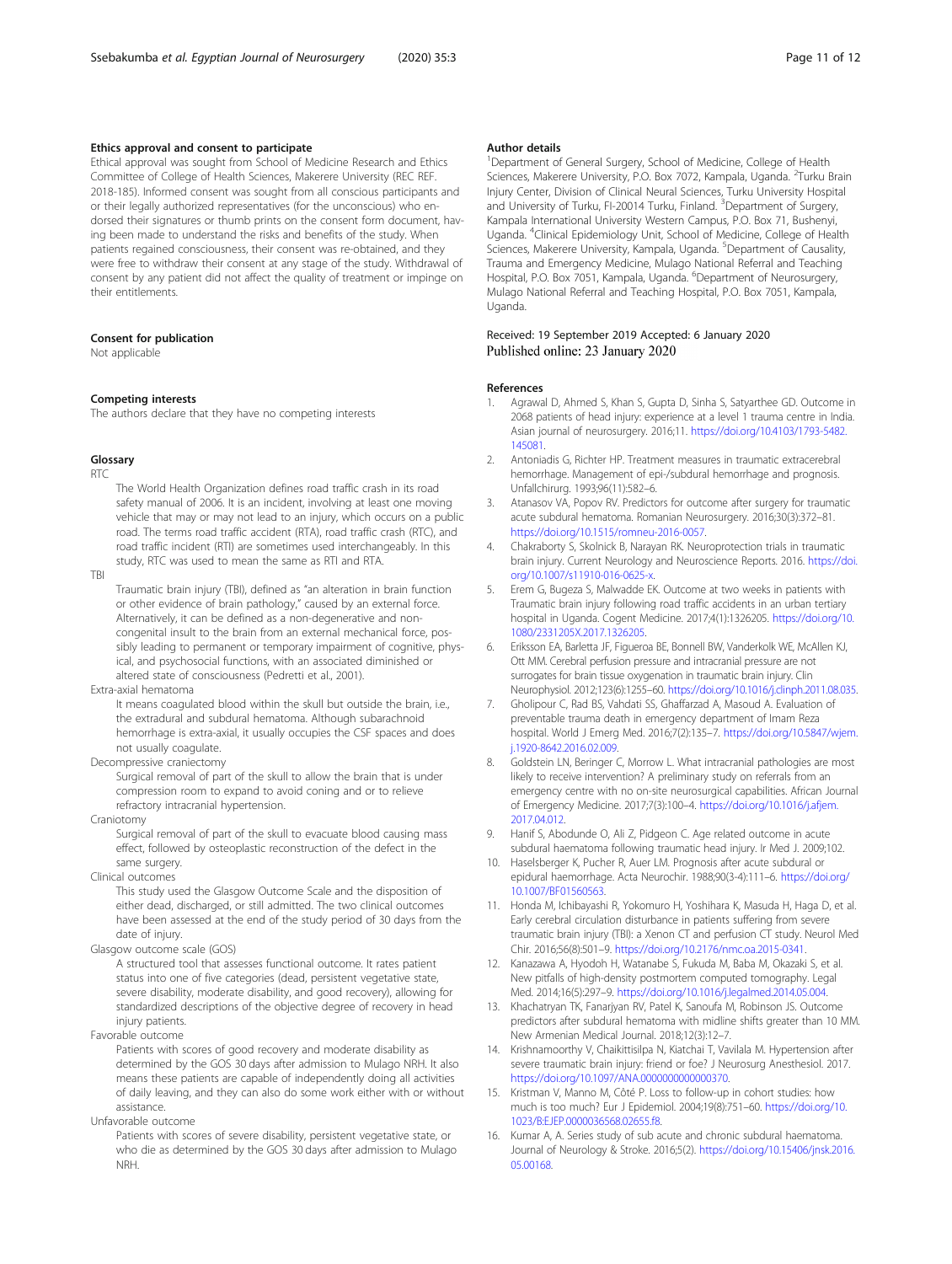### Ethics approval and consent to participate

Ethical approval was sought from School of Medicine Research and Ethics Committee of College of Health Sciences, Makerere University (REC REF. 2018-185). Informed consent was sought from all conscious participants and or their legally authorized representatives (for the unconscious) who endorsed their signatures or thumb prints on the consent form document, having been made to understand the risks and benefits of the study. When patients regained consciousness, their consent was re-obtained, and they were free to withdraw their consent at any stage of the study. Withdrawal of consent by any patient did not affect the quality of treatment or impinge on their entitlements.

### Consent for publication

Not applicable

### Competing interests

The authors declare that they have no competing interests

### Glossary

RTC

The World Health Organization defines road traffic crash in its road safety manual of 2006. It is an incident, involving at least one moving vehicle that may or may not lead to an injury, which occurs on a public road. The terms road traffic accident (RTA), road traffic crash (RTC), and road traffic incident (RTI) are sometimes used interchangeably. In this study, RTC was used to mean the same as RTI and RTA.

TBI

Traumatic brain injury (TBI), defined as "an alteration in brain function or other evidence of brain pathology," caused by an external force. Alternatively, it can be defined as a non-degenerative and non-congenital insult to the brain from an external mechanical force, possibly leading to permanent or temporary impairment of cognitive, physical, and psychosocial functions, with an associated diminished or altered state of consciousness (Pedretti et al., 2001).

Extra-axial hematoma

It means coagulated blood within the skull but outside the brain, i.e., the extradural and subdural hematoma. Although subarachnoid hemorrhage is extra-axial, it usually occupies the CSF spaces and does not usually coagulate.

Decompressive craniectomy

Surgical removal of part of the skull to allow the brain that is under compression room to expand to avoid coning and or to relieve refractory intracranial hypertension.

Craniotomy

Surgical removal of part of the skull to evacuate blood causing mass effect, followed by osteoplastic reconstruction of the defect in the same surgery.

Clinical outcomes

This study used the Glasgow Outcome Scale and the disposition of either dead, discharged, or still admitted. The two clinical outcomes have been assessed at the end of the study period of 30 days from the date of injury.

Glasgow outcome scale (GOS)

A structured tool that assesses functional outcome. It rates patient status into one of five categories (dead, persistent vegetative state, severe disability, moderate disability, and good recovery), allowing for standardized descriptions of the objective degree of recovery in head injury patients.

Favorable outcome

Patients with scores of good recovery and moderate disability as determined by the GOS 30 days after admission to Mulago NRH. It also means these patients are capable of independently doing all activities of daily leaving, and they can also do some work either with or without assistance.

Unfavorable outcome

Patients with scores of severe disability, persistent vegetative state, or who die as determined by the GOS 30 days after admission to Mulago NRH.

### Author details

[1]Department of General Surgery, School of Medicine, College of Health Sciences, Makerere University, P.O. Box 7072, Kampala, Uganda. [2]Turku Brain Injury Center, Division of Clinical Neural Sciences, Turku University Hospital and University of Turku, FI-20014 Turku, Finland. [3]Department of Surgery, Kampala International University Western Campus, P.O. Box 71, Bushenyi, Uganda. [4]Clinical Epidemiology Unit, School of Medicine, College of Health Sciences, Makerere University, Kampala, Uganda. [5]Department of Causality, Trauma and Emergency Medicine, Mulago National Referral and Teaching Hospital, P.O. Box 7051, Kampala, Uganda. [6]Department of Neurosurgery, Mulago National Referral and Teaching Hospital, P.O. Box 7051, Kampala, Uganda.

Received: 19 September 2019 Accepted: 6 January 2020
Published online: 23 January 2020

### References

1. Agrawal D, Ahmed S, Khan S, Gupta D, Sinha S, Satyarthee GD. Outcome in 2068 patients of head injury: experience at a level 1 trauma centre in India. Asian journal of neurosurgery. 2016;11. https://doi.org/10.4103/1793-5482.145081.
2. Antoniadis G, Richter HP. Treatment measures in traumatic extracerebral hemorrhage. Management of epi-/subdural hemorrhage and prognosis. Unfallchirurg. 1993;96(11):582–6.
3. Atanasov VA, Popov RV. Predictors for outcome after surgery for traumatic acute subdural hematoma. Romanian Neurosurgery. 2016;30(3):372–81. https://doi.org/10.1515/romneu-2016-0057.
4. Chakraborty S, Skolnick B, Narayan RK. Neuroprotection trials in traumatic brain injury. Current Neurology and Neuroscience Reports. 2016. https://doi.org/10.1007/s11910-016-0625-x.
5. Erem G, Bugeza S, Malwadde EK. Outcome at two weeks in patients with Traumatic brain injury following road traffic accidents in an urban tertiary hospital in Uganda. Cogent Medicine. 2017;4(1):1326205. https://doi.org/10.1080/2331205X.2017.1326205.
6. Eriksson EA, Barletta JF, Figueroa BE, Bonnell BW, Vanderkolk WE, McAllen KJ, Ott MM. Cerebral perfusion pressure and intracranial pressure are not surrogates for brain tissue oxygenation in traumatic brain injury. Clin Neurophysiol. 2012;123(6):1255–60. https://doi.org/10.1016/j.clinph.2011.08.035.
7. Gholipour C, Rad BS, Vahdati SS, Ghaffarzad A, Masoud A. Evaluation of preventable trauma death in emergency department of Imam Reza hospital. World J Emerg Med. 2016;7(2):135–7. https://doi.org/10.5847/wjem.j.1920-8642.2016.02.009.
8. Goldstein LN, Beringer C, Morrow L. What intracranial pathologies are most likely to receive intervention? A preliminary study on referrals from an emergency centre with no on-site neurosurgical capabilities. African Journal of Emergency Medicine. 2017;7(3):100–4. https://doi.org/10.1016/j.afjem.2017.04.012.
9. Hanif S, Abodunde O, Ali Z, Pidgeon C. Age related outcome in acute subdural haematoma following traumatic head injury. Ir Med J. 2009;102.
10. Haselsberger K, Pucher R, Auer LM. Prognosis after acute subdural or epidural haemorrhage. Acta Neurochir. 1988;90(3-4):111–6. https://doi.org/10.1007/BF01560563.
11. Honda M, Ichibayashi R, Yokomuro H, Yoshihara K, Masuda H, Haga D, et al. Early cerebral circulation disturbance in patients suffering from severe traumatic brain injury (TBI): a Xenon CT and perfusion CT study. Neurol Med Chir. 2016;56(8):501–9. https://doi.org/10.2176/nmc.oa.2015-0341.
12. Kanazawa A, Hyodoh H, Watanabe S, Fukuda M, Baba M, Okazaki S, et al. New pitfalls of high-density postmortem computed tomography. Legal Med. 2014;16(5):297–9. https://doi.org/10.1016/j.legalmed.2014.05.004.
13. Khachatryan TK, Fanarjyan RV, Patel K, Sanoufa M, Robinson JS. Outcome predictors after subdural hematoma with midline shifts greater than 10 MM. New Armenian Medical Journal. 2018;12(3):12–7.
14. Krishnamoorthy V, Chaikittisilpa N, Kiatchai T, Vavilala M. Hypertension after severe traumatic brain injury: friend or foe? J Neurosurg Anesthesiol. 2017. https://doi.org/10.1097/ANA.0000000000000370.
15. Kristman V, Manno M, Côté P. Loss to follow-up in cohort studies: how much is too much? Eur J Epidemiol. 2004;19(8):751–60. https://doi.org/10.1023/B:EJEP.0000036568.02655.f8.
16. Kumar A, A. Series study of sub acute and chronic subdural haematoma. Journal of Neurology & Stroke. 2016;5(2). https://doi.org/10.15406/jnsk.2016.05.00168.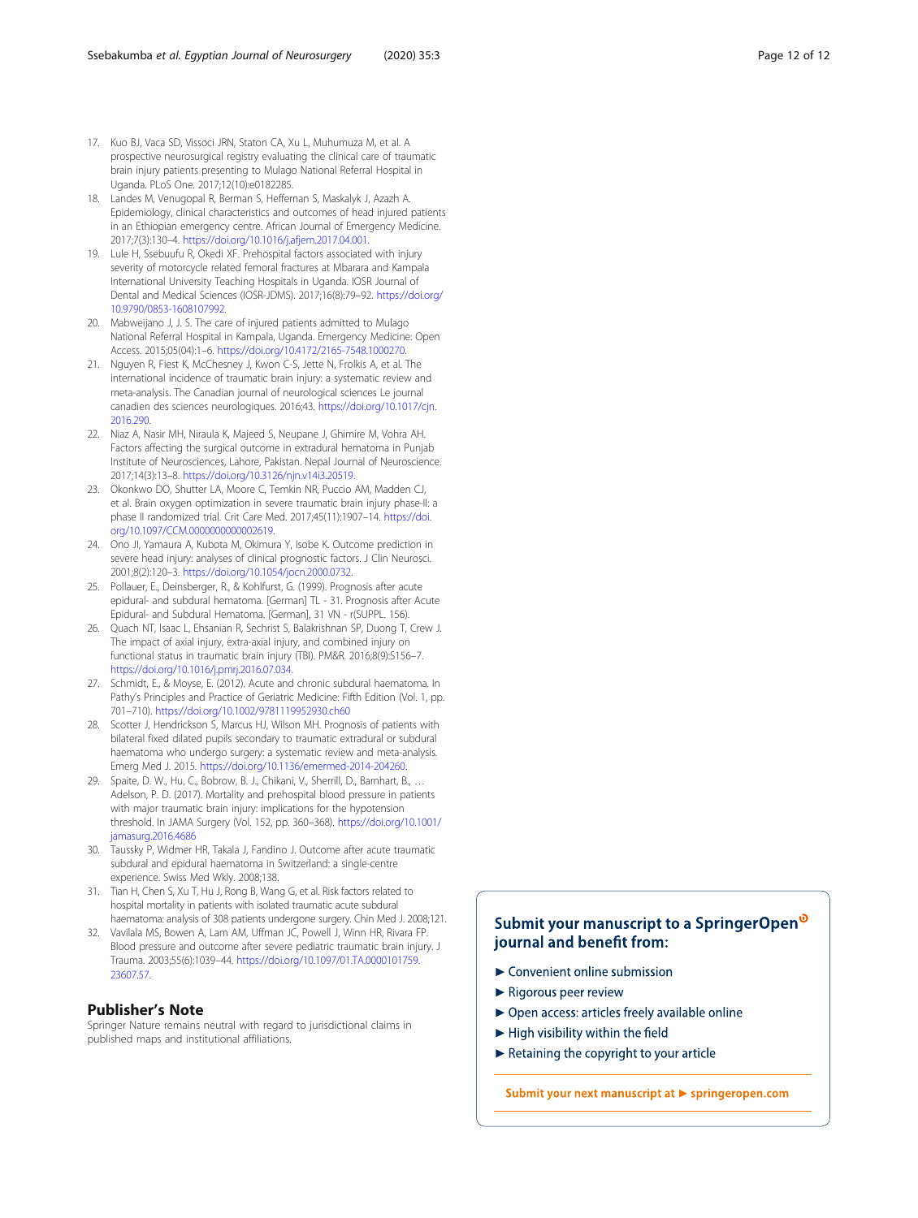17. Kuo BJ, Vaca SD, Vissoci JRN, Staton CA, Xu L, Muhumuza M, et al. A prospective neurosurgical registry evaluating the clinical care of traumatic brain injury patients presenting to Mulago National Referral Hospital in Uganda. PLoS One. 2017;12(10):e0182285.
18. Landes M, Venugopal R, Berman S, Heffernan S, Maskalyk J, Azazh A. Epidemiology, clinical characteristics and outcomes of head injured patients in an Ethiopian emergency centre. African Journal of Emergency Medicine. 2017;7(3):130–4. https://doi.org/10.1016/j.afjem.2017.04.001.
19. Lule H, Ssebuufu R, Okedi XF. Prehospital factors associated with injury severity of motorcycle related femoral fractures at Mbarara and Kampala International University Teaching Hospitals in Uganda. IOSR Journal of Dental and Medical Sciences (IOSR-JDMS). 2017;16(8):79–92. https://doi.org/10.9790/0853-1608107992.
20. Mabweijano J, J. S. The care of injured patients admitted to Mulago National Referral Hospital in Kampala, Uganda. Emergency Medicine: Open Access. 2015;05(04):1–6. https://doi.org/10.4172/2165-7548.1000270.
21. Nguyen R, Fiest K, McChesney J, Kwon C-S, Jette N, Frolkis A, et al. The international incidence of traumatic brain injury: a systematic review and meta-analysis. The Canadian journal of neurological sciences Le journal canadien des sciences neurologiques. 2016;43. https://doi.org/10.1017/cjn.2016.290.
22. Niaz A, Nasir MH, Niraula K, Majeed S, Neupane J, Ghimire M, Vohra AH. Factors affecting the surgical outcome in extradural hematoma in Punjab Institute of Neurosciences, Lahore, Pakistan. Nepal Journal of Neuroscience. 2017;14(3):13–8. https://doi.org/10.3126/njn.v14i3.20519.
23. Okonkwo DO, Shutter LA, Moore C, Temkin NR, Puccio AM, Madden CJ, et al. Brain oxygen optimization in severe traumatic brain injury phase-II: a phase II randomized trial. Crit Care Med. 2017;45(11):1907–14. https://doi.org/10.1097/CCM.0000000000002619.
24. Ono JI, Yamaura A, Kubota M, Okimura Y, Isobe K. Outcome prediction in severe head injury: analyses of clinical prognostic factors. J Clin Neurosci. 2001;8(2):120–3. https://doi.org/10.1054/jocn.2000.0732.
25. Pollauer, E., Deinsberger, R., & Kohlfurst, G. (1999). Prognosis after acute epidural- and subdural hematoma. [German] TL - 31. Prognosis after Acute Epidural- and Subdural Hematoma. [German], 31 VN - r(SUPPL. 156).
26. Quach NT, Isaac L, Ehsanian R, Sechrist S, Balakrishnan SP, Duong T, Crew J. The impact of axial injury, extra-axial injury, and combined injury on functional status in traumatic brain injury (TBI). PM&R. 2016;8(9):S156–7. https://doi.org/10.1016/j.pmrj.2016.07.034.
27. Schmidt, E., & Moyse, E. (2012). Acute and chronic subdural haematoma. In Pathy's Principles and Practice of Geriatric Medicine: Fifth Edition (Vol. 1, pp. 701–710). https://doi.org/10.1002/9781119952930.ch60
28. Scotter J, Hendrickson S, Marcus HJ, Wilson MH. Prognosis of patients with bilateral fixed dilated pupils secondary to traumatic extradural or subdural haematoma who undergo surgery: a systematic review and meta-analysis. Emerg Med J. 2015. https://doi.org/10.1136/emermed-2014-204260.
29. Spaite, D. W., Hu, C., Bobrow, B. J., Chikani, V., Sherrill, D., Barnhart, B., … Adelson, P. D. (2017). Mortality and prehospital blood pressure in patients with major traumatic brain injury: implications for the hypotension threshold. In JAMA Surgery (Vol. 152, pp. 360–368). https://doi.org/10.1001/jamasurg.2016.4686
30. Taussky P, Widmer HR, Takala J, Fandino J. Outcome after acute traumatic subdural and epidural haematoma in Switzerland: a single-centre experience. Swiss Med Wkly. 2008;138.
31. Tian H, Chen S, Xu T, Hu J, Rong B, Wang G, et al. Risk factors related to hospital mortality in patients with isolated traumatic acute subdural haematoma: analysis of 308 patients undergone surgery. Chin Med J. 2008;121.
32. Vavilala MS, Bowen A, Lam AM, Uffman JC, Powell J, Winn HR, Rivara FP. Blood pressure and outcome after severe pediatric traumatic brain injury. J Trauma. 2003;55(6):1039–44. https://doi.org/10.1097/01.TA.0000101759.23607.57.

## Publisher's Note

Springer Nature remains neutral with regard to jurisdictional claims in published maps and institutional affiliations.

**Submit your manuscript to a SpringerOpen journal and benefit from:**

- ► Convenient online submission
- ► Rigorous peer review
- ► Open access: articles freely available online
- ► High visibility within the field
- ► Retaining the copyright to your article

**Submit your next manuscript at ► springeropen.com**